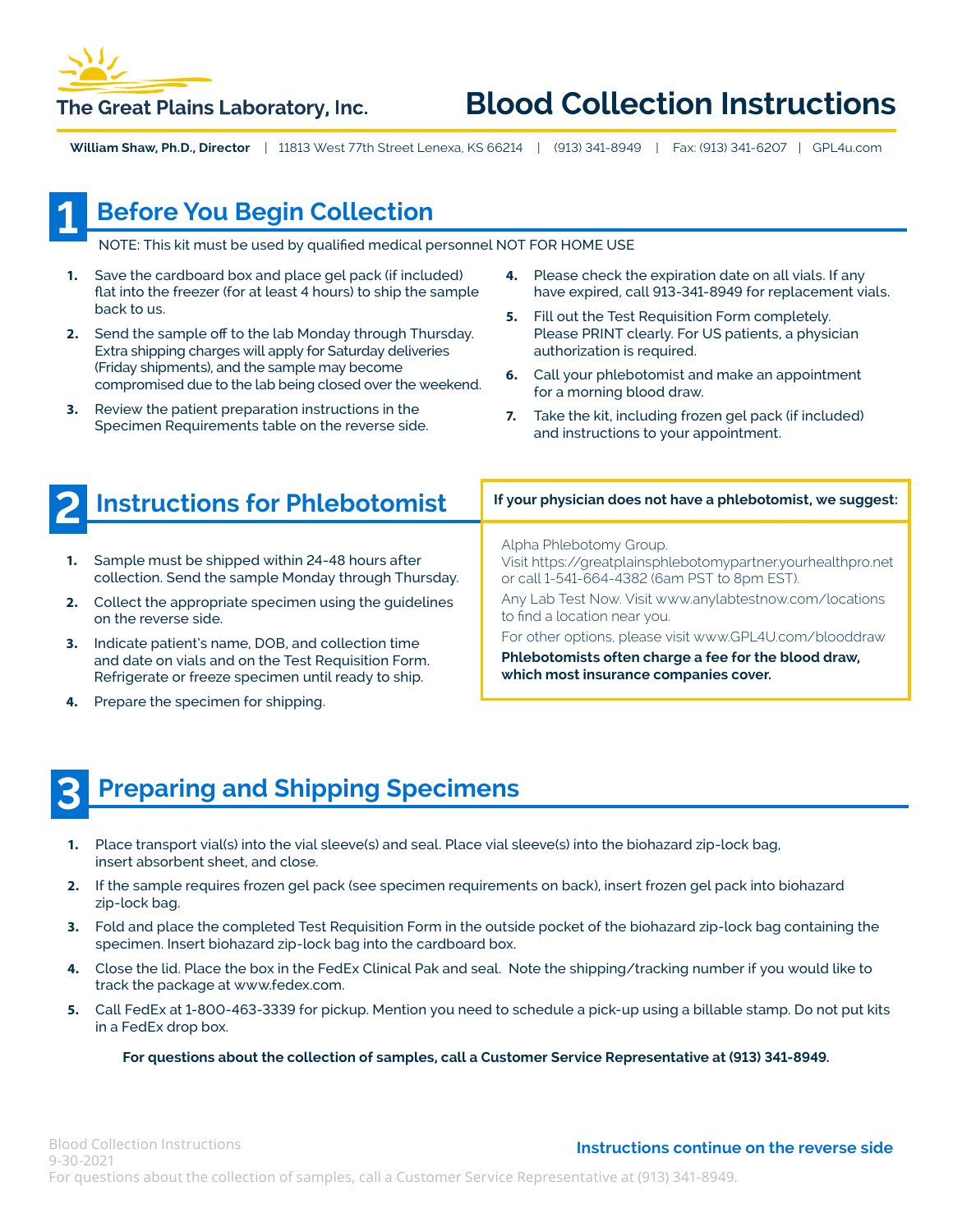# The Great Plains Laboratory, Inc.

# Blood Collection Instructions

**William Shaw, Ph.D., Director** | 11813 West 77th Street Lenexa, KS 66214 | (913) 341-8949 | Fax: (913) 341-6207 | GPL4u.com

## 1 Before You Begin Collection

NOTE: This kit must be used by qualified medical personnel NOT FOR HOME USE

1. Save the cardboard box and place gel pack (if included) flat into the freezer (for at least 4 hours) to ship the sample back to us.
2. Send the sample off to the lab Monday through Thursday. Extra shipping charges will apply for Saturday deliveries (Friday shipments), and the sample may become compromised due to the lab being closed over the weekend.
3. Review the patient preparation instructions in the Specimen Requirements table on the reverse side.
4. Please check the expiration date on all vials. If any have expired, call 913-341-8949 for replacement vials.
5. Fill out the Test Requisition Form completely. Please PRINT clearly. For US patients, a physician authorization is required.
6. Call your phlebotomist and make an appointment for a morning blood draw.
7. Take the kit, including frozen gel pack (if included) and instructions to your appointment.

## 2 Instructions for Phlebotomist

1. Sample must be shipped within 24-48 hours after collection. Send the sample Monday through Thursday.
2. Collect the appropriate specimen using the guidelines on the reverse side.
3. Indicate patient's name, DOB, and collection time and date on vials and on the Test Requisition Form. Refrigerate or freeze specimen until ready to ship.
4. Prepare the specimen for shipping.

**If your physician does not have a phlebotomist, we suggest:**

Alpha Phlebotomy Group. Visit https://greatplainsphlebotomypartner.yourhealthpro.net or call 1-541-664-4382 (6am PST to 8pm EST).

Any Lab Test Now. Visit www.anylabtestnow.com/locations to find a location near you.

For other options, please visit www.GPL4U.com/blooddraw

**Phlebotomists often charge a fee for the blood draw, which most insurance companies cover.**

## 3 Preparing and Shipping Specimens

1. Place transport vial(s) into the vial sleeve(s) and seal. Place vial sleeve(s) into the biohazard zip-lock bag, insert absorbent sheet, and close.
2. If the sample requires frozen gel pack (see specimen requirements on back), insert frozen gel pack into biohazard zip-lock bag.
3. Fold and place the completed Test Requisition Form in the outside pocket of the biohazard zip-lock bag containing the specimen. Insert biohazard zip-lock bag into the cardboard box.
4. Close the lid. Place the box in the FedEx Clinical Pak and seal. Note the shipping/tracking number if you would like to track the package at www.fedex.com.
5. Call FedEx at 1-800-463-3339 for pickup. Mention you need to schedule a pick-up using a billable stamp. Do not put kits in a FedEx drop box.

**For questions about the collection of samples, call a Customer Service Representative at (913) 341-8949.**

**Instructions continue on the reverse side**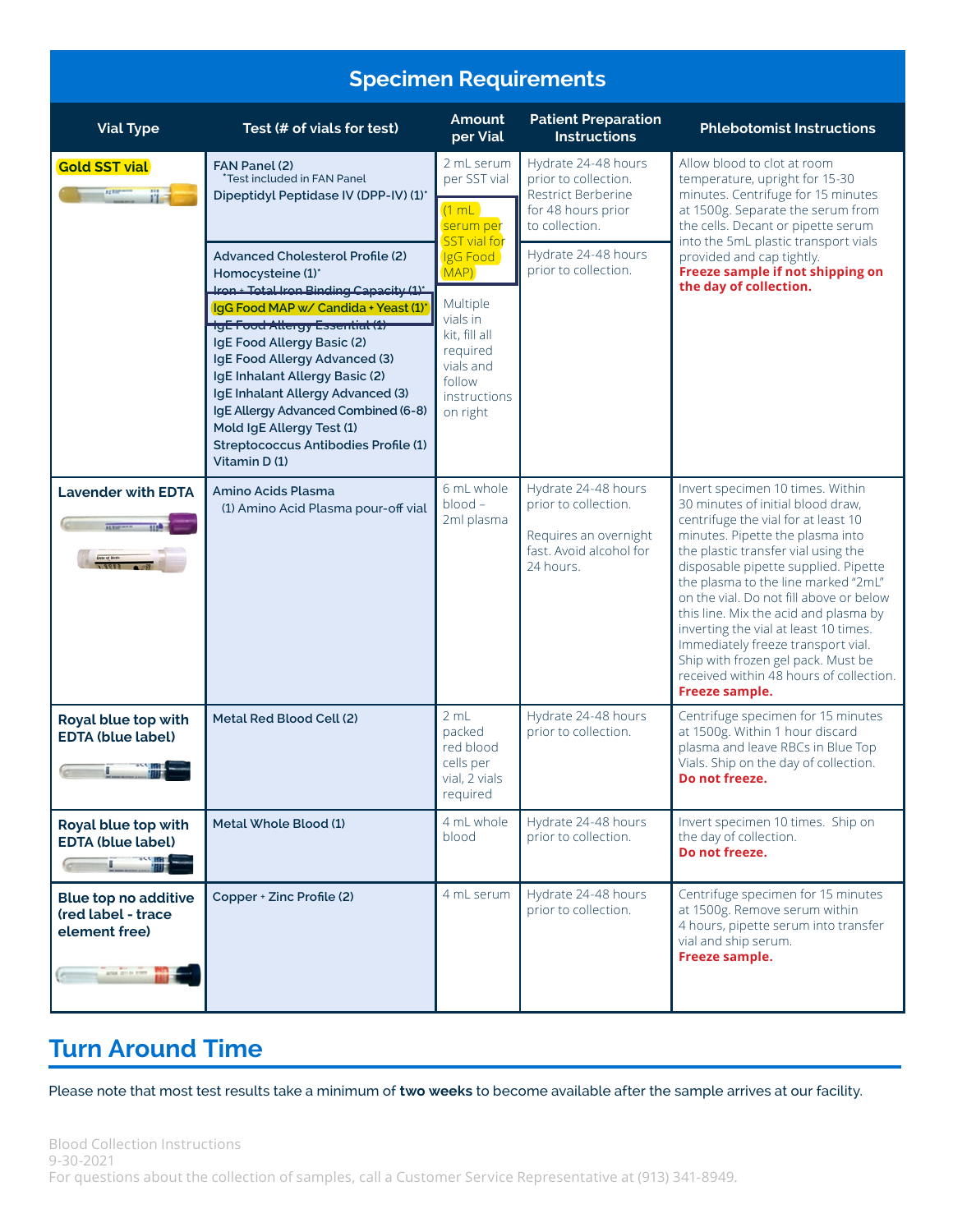## Specimen Requirements

| Vial Type | Test (# of vials for test) | Amount per Vial | Patient Preparation Instructions | Phlebotomist Instructions |
|---|---|---|---|---|
| **Gold SST vial** | FAN Panel (2)<br>*Test included in FAN Panel<br>Dipeptidyl Peptidase IV (DPP-IV) (1)* | 2 mL serum per SST vial<br>(1 mL serum per SST vial for IgG Food MAP) | Hydrate 24-48 hours prior to collection. Restrict Berberine for 48 hours prior to collection. | Allow blood to clot at room temperature, upright for 15-30 minutes. Centrifuge for 15 minutes at 1500g. Separate the serum from the cells. Decant or pipette serum into the 5mL plastic transport vials provided and cap tightly. **Freeze sample if not shipping on the day of collection.** |
| | Advanced Cholesterol Profile (2)<br>Homocysteine (1)*<br>~~Iron + Total Iron Binding Capacity (1)*~~<br>IgG Food MAP w/ Candida + Yeast (1)*<br>~~IgE Food Allergy Essential (1)~~<br>IgE Food Allergy Basic (2)<br>IgE Food Allergy Advanced (3)<br>IgE Inhalant Allergy Basic (2)<br>IgE Inhalant Allergy Advanced (3)<br>IgE Allergy Advanced Combined (6-8)<br>Mold IgE Allergy Test (1)<br>Streptococcus Antibodies Profile (1)<br>Vitamin D (1) | Multiple vials in kit, fill all required vials and follow instructions on right | Hydrate 24-48 hours prior to collection. | |
| **Lavender with EDTA** | Amino Acids Plasma<br>(1) Amino Acid Plasma pour-off vial | 6 mL whole blood – 2ml plasma | Hydrate 24-48 hours prior to collection.<br><br>Requires an overnight fast. Avoid alcohol for 24 hours. | Invert specimen 10 times. Within 30 minutes of initial blood draw, centrifuge the vial for at least 10 minutes. Pipette the plasma into the plastic transfer vial using the disposable pipette supplied. Pipette the plasma to the line marked "2mL" on the vial. Do not fill above or below this line. Mix the acid and plasma by inverting the vial at least 10 times. Immediately freeze transport vial. Ship with frozen gel pack. Must be received within 48 hours of collection. **Freeze sample.** |
| **Royal blue top with EDTA (blue label)** | Metal Red Blood Cell (2) | 2 mL packed red blood cells per vial, 2 vials required | Hydrate 24-48 hours prior to collection. | Centrifuge specimen for 15 minutes at 1500g. Within 1 hour discard plasma and leave RBCs in Blue Top Vials. Ship on the day of collection. **Do not freeze.** |
| **Royal blue top with EDTA (blue label)** | Metal Whole Blood (1) | 4 mL whole blood | Hydrate 24-48 hours prior to collection. | Invert specimen 10 times. Ship on the day of collection. **Do not freeze.** |
| **Blue top no additive (red label - trace element free)** | Copper + Zinc Profile (2) | 4 mL serum | Hydrate 24-48 hours prior to collection. | Centrifuge specimen for 15 minutes at 1500g. Remove serum within 4 hours, pipette serum into transfer vial and ship serum. **Freeze sample.** |

## Turn Around Time

Please note that most test results take a minimum of **two weeks** to become available after the sample arrives at our facility.

Blood Collection Instructions
9-30-2021
For questions about the collection of samples, call a Customer Service Representative at (913) 341-8949.